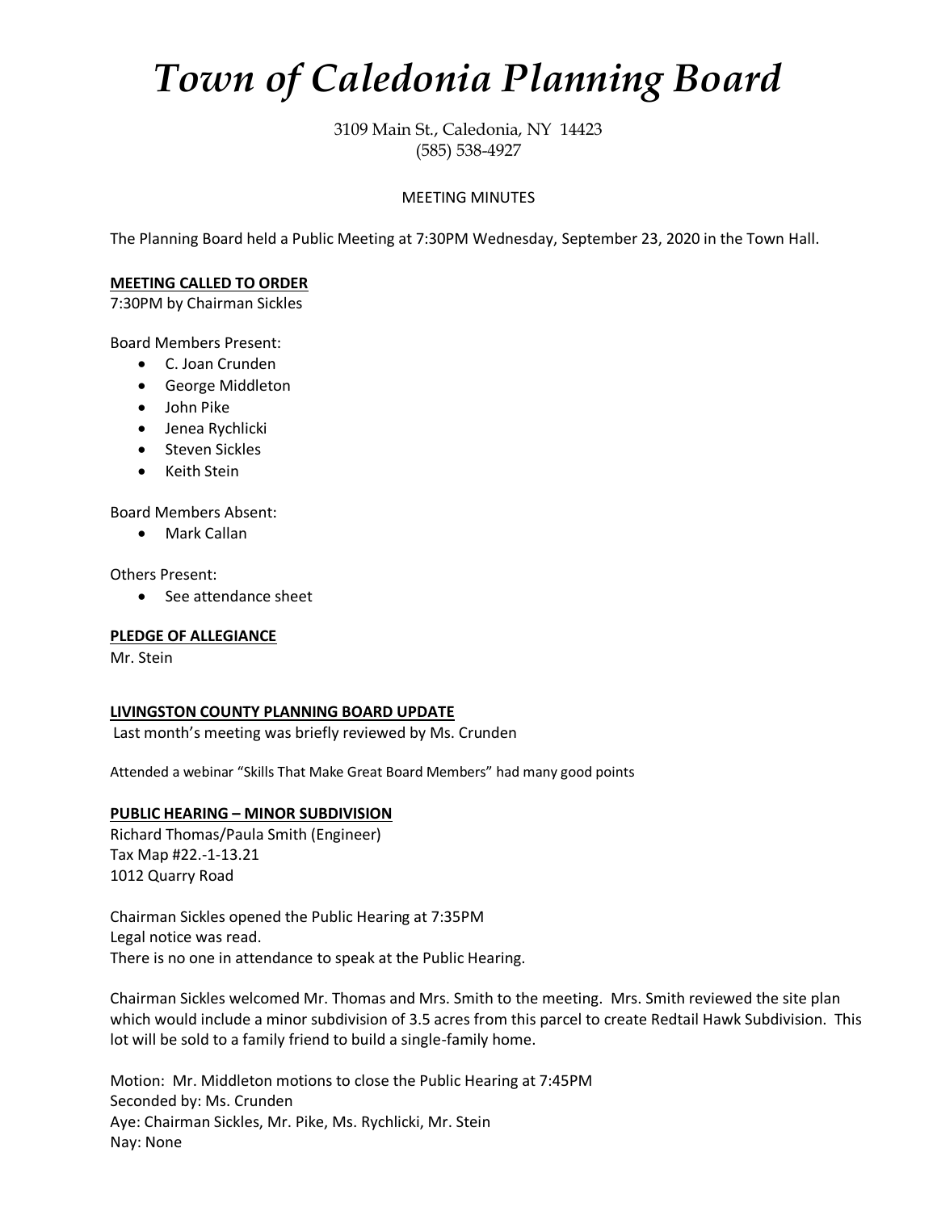# *Town of Caledonia Planning Board*

3109 Main St., Caledonia, NY 14423
(585) 538-4927

MEETING MINUTES

The Planning Board held a Public Meeting at 7:30PM Wednesday, September 23, 2020 in the Town Hall.

**MEETING CALLED TO ORDER**
7:30PM by Chairman Sickles

Board Members Present:

- C. Joan Crunden
- George Middleton
- John Pike
- Jenea Rychlicki
- Steven Sickles
- Keith Stein

Board Members Absent:

- Mark Callan

Others Present:

- See attendance sheet

**PLEDGE OF ALLEGIANCE**
Mr. Stein

**LIVINGSTON COUNTY PLANNING BOARD UPDATE**
Last month's meeting was briefly reviewed by Ms. Crunden

Attended a webinar "Skills That Make Great Board Members" had many good points

**PUBLIC HEARING – MINOR SUBDIVISION**
Richard Thomas/Paula Smith (Engineer)
Tax Map #22.-1-13.21
1012 Quarry Road

Chairman Sickles opened the Public Hearing at 7:35PM
Legal notice was read.
There is no one in attendance to speak at the Public Hearing.

Chairman Sickles welcomed Mr. Thomas and Mrs. Smith to the meeting. Mrs. Smith reviewed the site plan which would include a minor subdivision of 3.5 acres from this parcel to create Redtail Hawk Subdivision. This lot will be sold to a family friend to build a single-family home.

Motion: Mr. Middleton motions to close the Public Hearing at 7:45PM
Seconded by: Ms. Crunden
Aye: Chairman Sickles, Mr. Pike, Ms. Rychlicki, Mr. Stein
Nay: None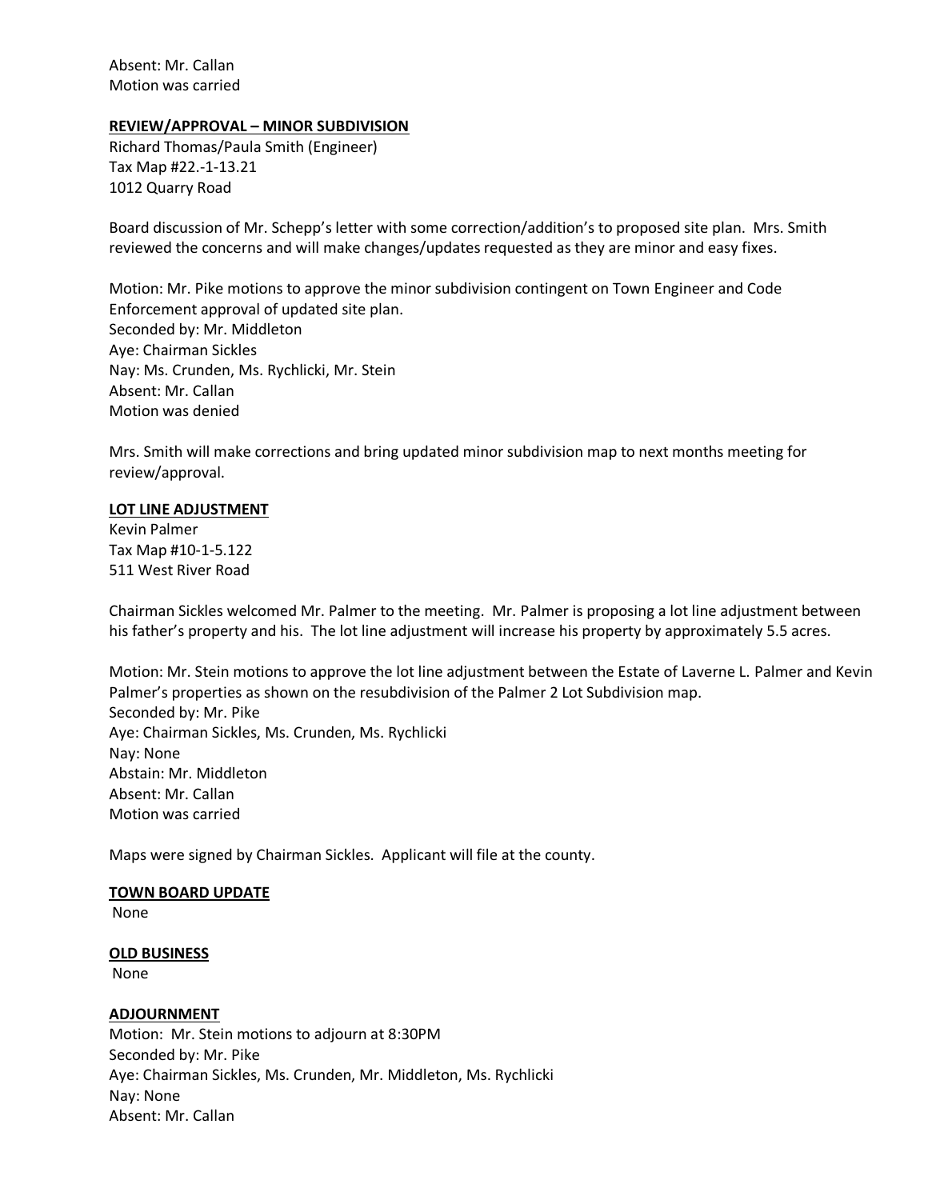Absent: Mr. Callan
Motion was carried

**REVIEW/APPROVAL – MINOR SUBDIVISION**

Richard Thomas/Paula Smith (Engineer)
Tax Map #22.-1-13.21
1012 Quarry Road

Board discussion of Mr. Schepp's letter with some correction/addition's to proposed site plan. Mrs. Smith reviewed the concerns and will make changes/updates requested as they are minor and easy fixes.

Motion: Mr. Pike motions to approve the minor subdivision contingent on Town Engineer and Code Enforcement approval of updated site plan.
Seconded by: Mr. Middleton
Aye: Chairman Sickles
Nay: Ms. Crunden, Ms. Rychlicki, Mr. Stein
Absent: Mr. Callan
Motion was denied

Mrs. Smith will make corrections and bring updated minor subdivision map to next months meeting for review/approval.

**LOT LINE ADJUSTMENT**

Kevin Palmer
Tax Map #10-1-5.122
511 West River Road

Chairman Sickles welcomed Mr. Palmer to the meeting. Mr. Palmer is proposing a lot line adjustment between his father's property and his. The lot line adjustment will increase his property by approximately 5.5 acres.

Motion: Mr. Stein motions to approve the lot line adjustment between the Estate of Laverne L. Palmer and Kevin Palmer's properties as shown on the resubdivision of the Palmer 2 Lot Subdivision map.
Seconded by: Mr. Pike
Aye: Chairman Sickles, Ms. Crunden, Ms. Rychlicki
Nay: None
Abstain: Mr. Middleton
Absent: Mr. Callan
Motion was carried

Maps were signed by Chairman Sickles. Applicant will file at the county.

**TOWN BOARD UPDATE**

None

**OLD BUSINESS**

None

**ADJOURNMENT**

Motion: Mr. Stein motions to adjourn at 8:30PM
Seconded by: Mr. Pike
Aye: Chairman Sickles, Ms. Crunden, Mr. Middleton, Ms. Rychlicki
Nay: None
Absent: Mr. Callan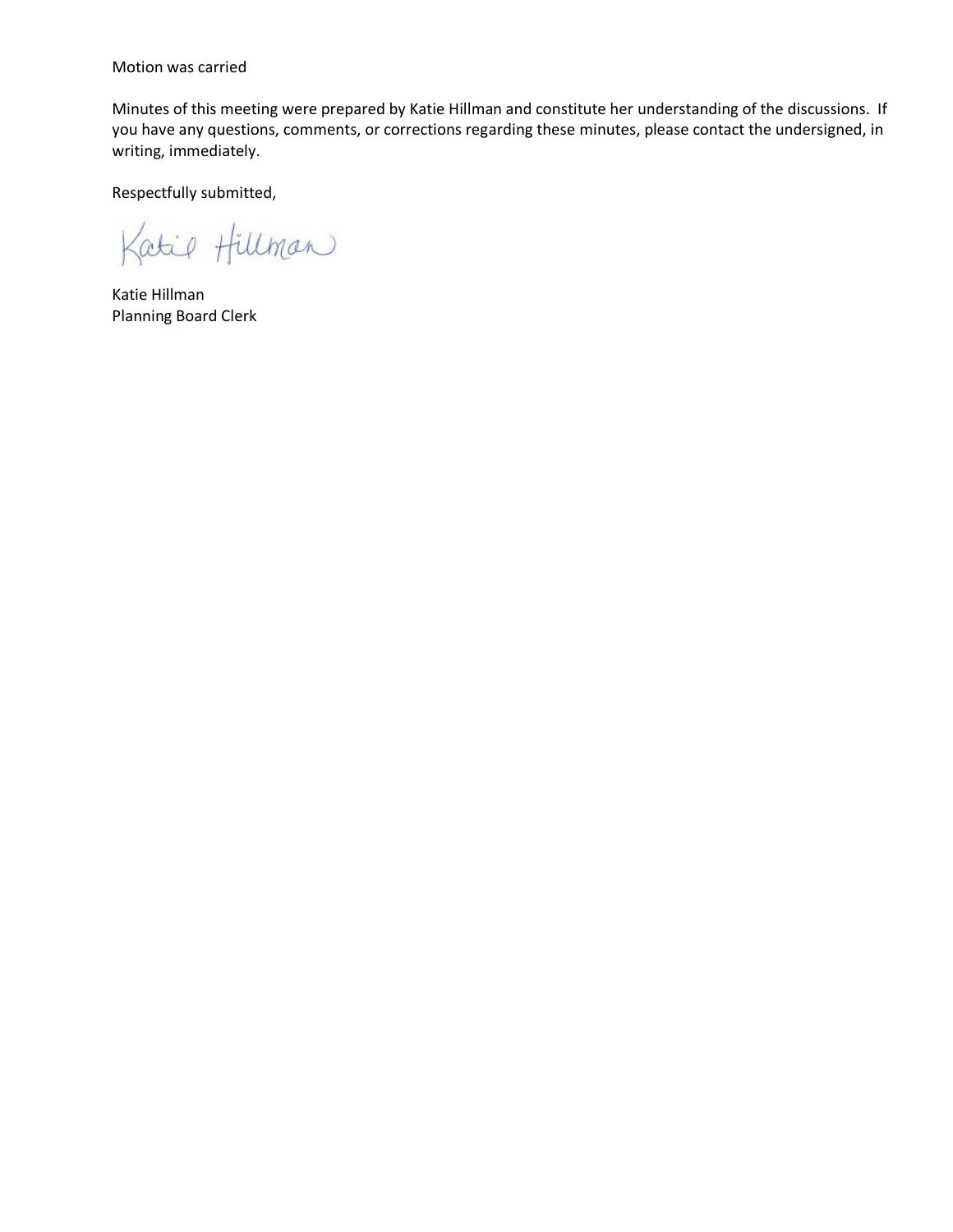Motion was carried

Minutes of this meeting were prepared by Katie Hillman and constitute her understanding of the discussions. If you have any questions, comments, or corrections regarding these minutes, please contact the undersigned, in writing, immediately.

Respectfully submitted,

Katie Hillman

Katie Hillman
Planning Board Clerk